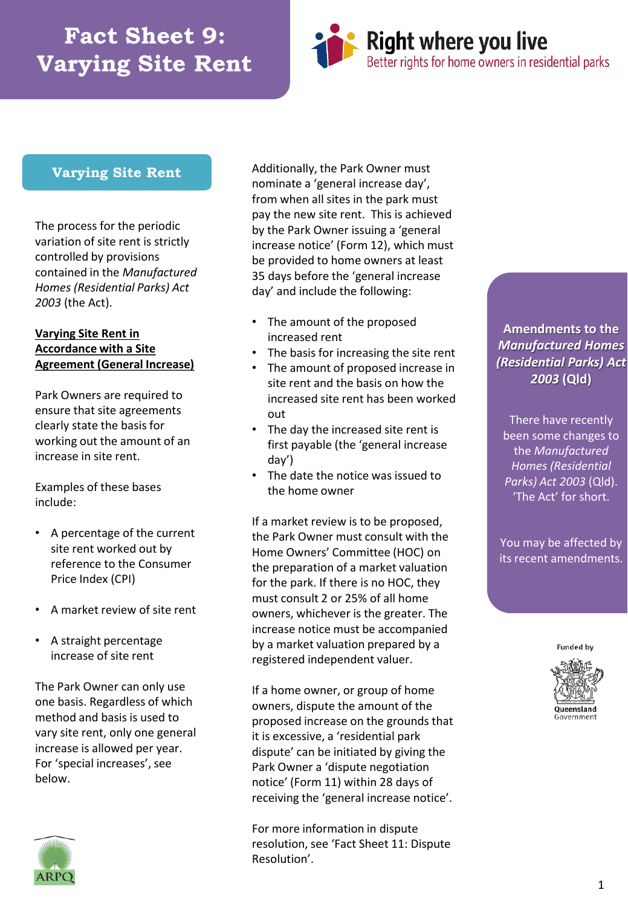# Fact Sheet 9: Varying Site Rent

Right where you live

Better rights for home owners in residential parks

## Varying Site Rent

The process for the periodic variation of site rent is strictly controlled by provisions contained in the *Manufactured Homes (Residential Parks) Act 2003* (the Act).

### Varying Site Rent in Accordance with a Site Agreement (General Increase)

Park Owners are required to ensure that site agreements clearly state the basis for working out the amount of an increase in site rent.

Examples of these bases include:

- A percentage of the current site rent worked out by reference to the Consumer Price Index (CPI)
- A market review of site rent
- A straight percentage increase of site rent

The Park Owner can only use one basis. Regardless of which method and basis is used to vary site rent, only one general increase is allowed per year. For 'special increases', see below.

Additionally, the Park Owner must nominate a 'general increase day', from when all sites in the park must pay the new site rent. This is achieved by the Park Owner issuing a 'general increase notice' (Form 12), which must be provided to home owners at least 35 days before the 'general increase day' and include the following:

- The amount of the proposed increased rent
- The basis for increasing the site rent
- The amount of proposed increase in site rent and the basis on how the increased site rent has been worked out
- The day the increased site rent is first payable (the 'general increase day')
- The date the notice was issued to the home owner

If a market review is to be proposed, the Park Owner must consult with the Home Owners' Committee (HOC) on the preparation of a market valuation for the park. If there is no HOC, they must consult 2 or 25% of all home owners, whichever is the greater. The increase notice must be accompanied by a market valuation prepared by a registered independent valuer.

If a home owner, or group of home owners, dispute the amount of the proposed increase on the grounds that it is excessive, a 'residential park dispute' can be initiated by giving the Park Owner a 'dispute negotiation notice' (Form 11) within 28 days of receiving the 'general increase notice'.

For more information in dispute resolution, see 'Fact Sheet 11: Dispute Resolution'.

**Amendments to the *Manufactured Homes (Residential Parks) Act 2003* (Qld)**

There have recently been some changes to the *Manufactured Homes (Residential Parks) Act 2003* (Qld). 'The Act' for short.

You may be affected by its recent amendments.

Funded by Queensland Government

ARPQ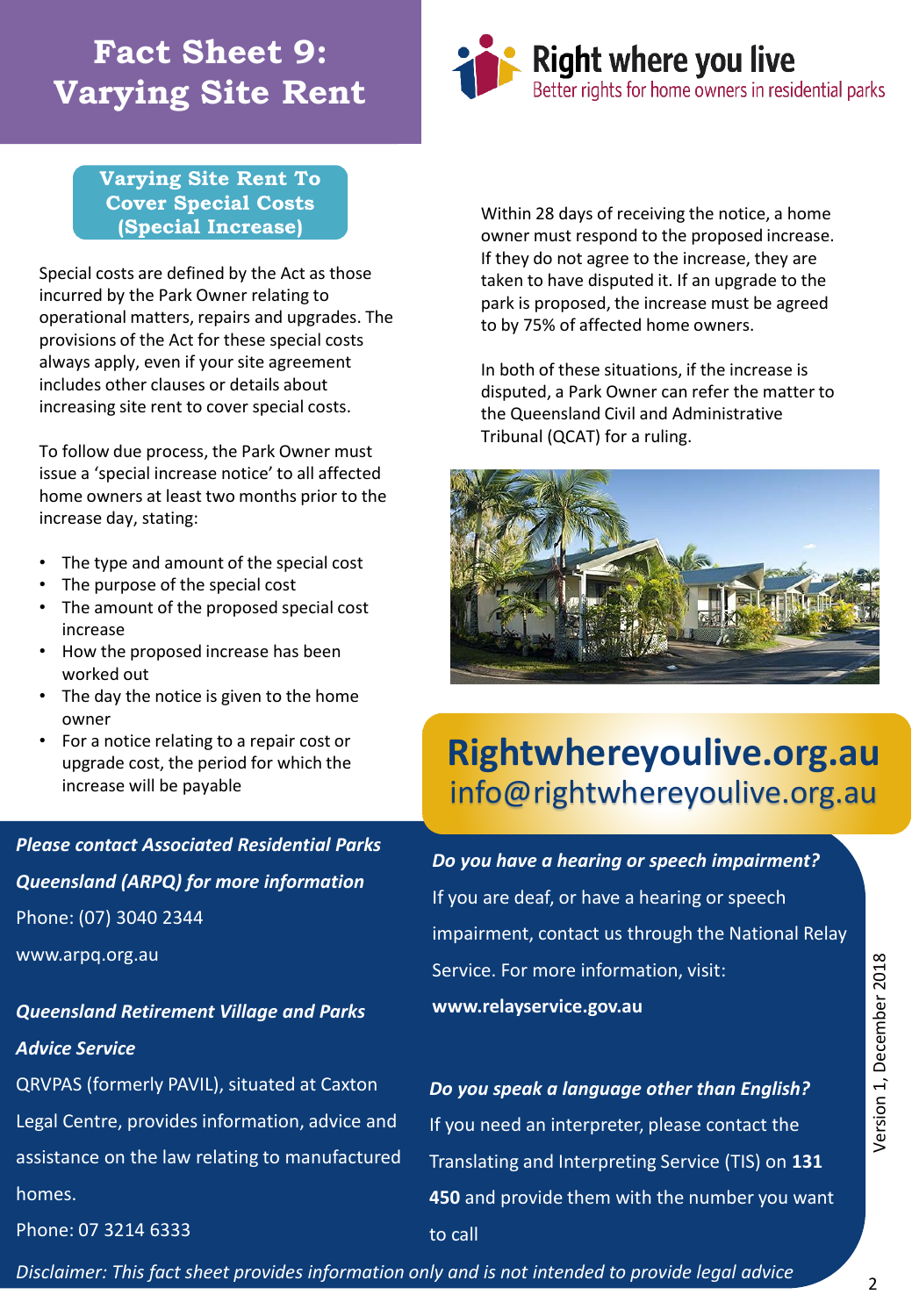# Fact Sheet 9: Varying Site Rent

**Right where you live**
Better rights for home owners in residential parks

## Varying Site Rent To Cover Special Costs (Special Increase)

Special costs are defined by the Act as those incurred by the Park Owner relating to operational matters, repairs and upgrades. The provisions of the Act for these special costs always apply, even if your site agreement includes other clauses or details about increasing site rent to cover special costs.

To follow due process, the Park Owner must issue a 'special increase notice' to all affected home owners at least two months prior to the increase day, stating:

- The type and amount of the special cost
- The purpose of the special cost
- The amount of the proposed special cost increase
- How the proposed increase has been worked out
- The day the notice is given to the home owner
- For a notice relating to a repair cost or upgrade cost, the period for which the increase will be payable

Within 28 days of receiving the notice, a home owner must respond to the proposed increase. If they do not agree to the increase, they are taken to have disputed it. If an upgrade to the park is proposed, the increase must be agreed to by 75% of affected home owners.

In both of these situations, if the increase is disputed, a Park Owner can refer the matter to the Queensland Civil and Administrative Tribunal (QCAT) for a ruling.

**Rightwhereyoulive.org.au**
info@rightwhereyoulive.org.au

***Please contact Associated Residential Parks Queensland (ARPQ) for more information***

Phone: (07) 3040 2344

www.arpq.org.au

***Queensland Retirement Village and Parks Advice Service***

QRVPAS (formerly PAVIL), situated at Caxton Legal Centre, provides information, advice and assistance on the law relating to manufactured homes.

Phone: 07 3214 6333

***Do you have a hearing or speech impairment?***

If you are deaf, or have a hearing or speech impairment, contact us through the National Relay Service. For more information, visit: **www.relayservice.gov.au**

***Do you speak a language other than English?***

If you need an interpreter, please contact the Translating and Interpreting Service (TIS) on **131 450** and provide them with the number you want to call

*Disclaimer: This fact sheet provides information only and is not intended to provide legal advice*

Version 1, December 2018